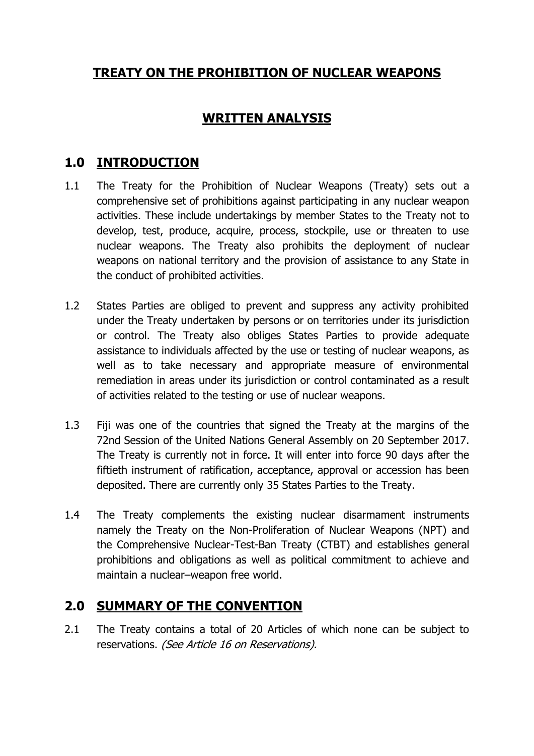# TREATY ON THE PROHIBITION OF NUCLEAR WEAPONS

## WRITTEN ANALYSIS

## 1.0 INTRODUCTION

1.1 The Treaty for the Prohibition of Nuclear Weapons (Treaty) sets out a comprehensive set of prohibitions against participating in any nuclear weapon activities. These include undertakings by member States to the Treaty not to develop, test, produce, acquire, process, stockpile, use or threaten to use nuclear weapons. The Treaty also prohibits the deployment of nuclear weapons on national territory and the provision of assistance to any State in the conduct of prohibited activities.

1.2 States Parties are obliged to prevent and suppress any activity prohibited under the Treaty undertaken by persons or on territories under its jurisdiction or control. The Treaty also obliges States Parties to provide adequate assistance to individuals affected by the use or testing of nuclear weapons, as well as to take necessary and appropriate measure of environmental remediation in areas under its jurisdiction or control contaminated as a result of activities related to the testing or use of nuclear weapons.

1.3 Fiji was one of the countries that signed the Treaty at the margins of the 72nd Session of the United Nations General Assembly on 20 September 2017. The Treaty is currently not in force. It will enter into force 90 days after the fiftieth instrument of ratification, acceptance, approval or accession has been deposited. There are currently only 35 States Parties to the Treaty.

1.4 The Treaty complements the existing nuclear disarmament instruments namely the Treaty on the Non-Proliferation of Nuclear Weapons (NPT) and the Comprehensive Nuclear-Test-Ban Treaty (CTBT) and establishes general prohibitions and obligations as well as political commitment to achieve and maintain a nuclear–weapon free world.

## 2.0 SUMMARY OF THE CONVENTION

2.1 The Treaty contains a total of 20 Articles of which none can be subject to reservations. *(See Article 16 on Reservations).*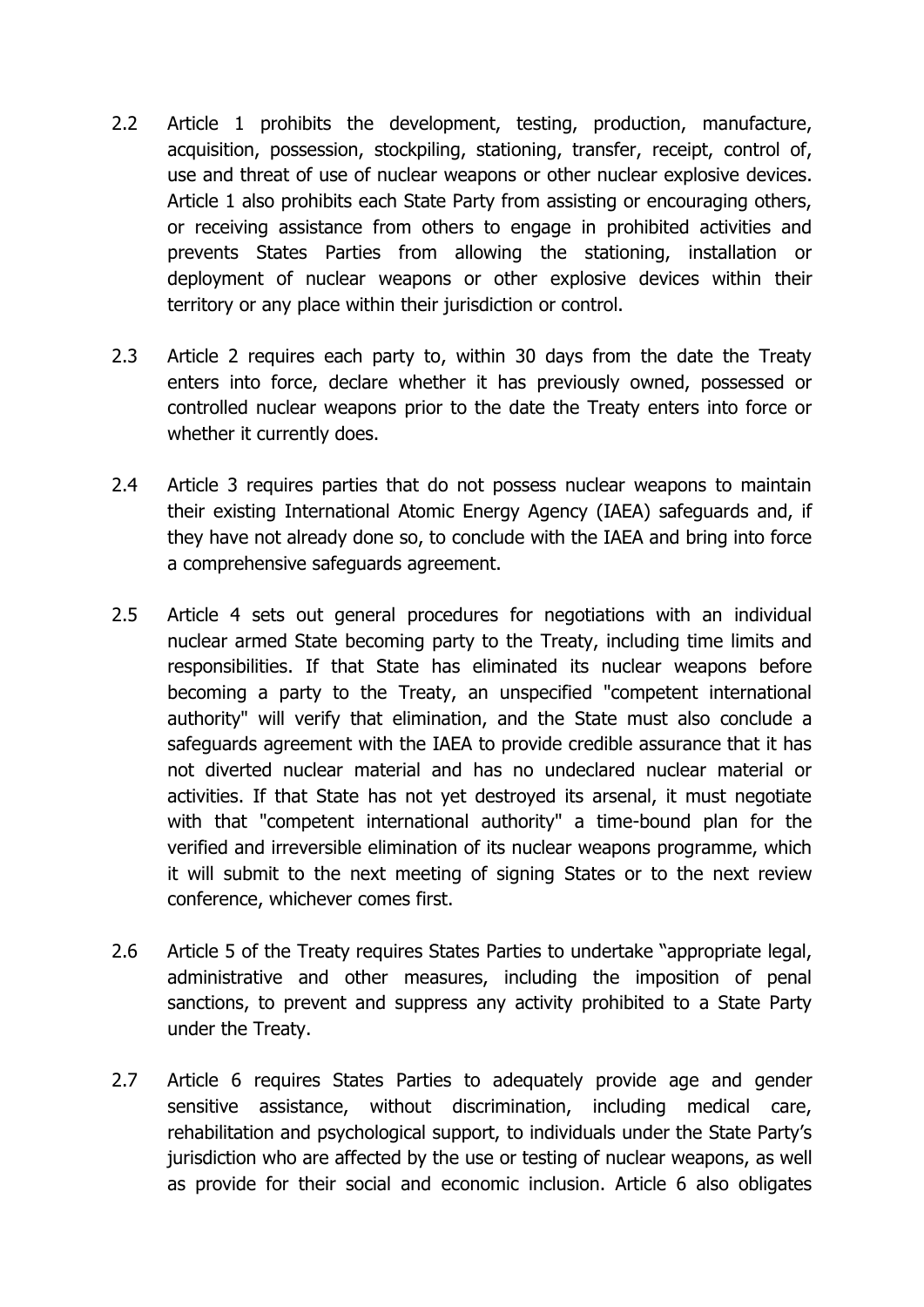2.2 Article 1 prohibits the development, testing, production, manufacture, acquisition, possession, stockpiling, stationing, transfer, receipt, control of, use and threat of use of nuclear weapons or other nuclear explosive devices. Article 1 also prohibits each State Party from assisting or encouraging others, or receiving assistance from others to engage in prohibited activities and prevents States Parties from allowing the stationing, installation or deployment of nuclear weapons or other explosive devices within their territory or any place within their jurisdiction or control.

2.3 Article 2 requires each party to, within 30 days from the date the Treaty enters into force, declare whether it has previously owned, possessed or controlled nuclear weapons prior to the date the Treaty enters into force or whether it currently does.

2.4 Article 3 requires parties that do not possess nuclear weapons to maintain their existing International Atomic Energy Agency (IAEA) safeguards and, if they have not already done so, to conclude with the IAEA and bring into force a comprehensive safeguards agreement.

2.5 Article 4 sets out general procedures for negotiations with an individual nuclear armed State becoming party to the Treaty, including time limits and responsibilities. If that State has eliminated its nuclear weapons before becoming a party to the Treaty, an unspecified "competent international authority" will verify that elimination, and the State must also conclude a safeguards agreement with the IAEA to provide credible assurance that it has not diverted nuclear material and has no undeclared nuclear material or activities. If that State has not yet destroyed its arsenal, it must negotiate with that "competent international authority" a time-bound plan for the verified and irreversible elimination of its nuclear weapons programme, which it will submit to the next meeting of signing States or to the next review conference, whichever comes first.

2.6 Article 5 of the Treaty requires States Parties to undertake "appropriate legal, administrative and other measures, including the imposition of penal sanctions, to prevent and suppress any activity prohibited to a State Party under the Treaty.

2.7 Article 6 requires States Parties to adequately provide age and gender sensitive assistance, without discrimination, including medical care, rehabilitation and psychological support, to individuals under the State Party's jurisdiction who are affected by the use or testing of nuclear weapons, as well as provide for their social and economic inclusion. Article 6 also obligates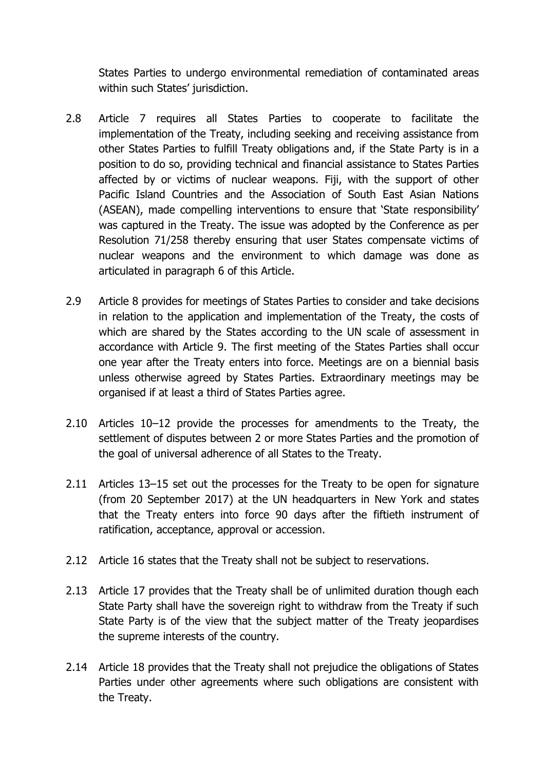States Parties to undergo environmental remediation of contaminated areas within such States' jurisdiction.

2.8 Article 7 requires all States Parties to cooperate to facilitate the implementation of the Treaty, including seeking and receiving assistance from other States Parties to fulfill Treaty obligations and, if the State Party is in a position to do so, providing technical and financial assistance to States Parties affected by or victims of nuclear weapons. Fiji, with the support of other Pacific Island Countries and the Association of South East Asian Nations (ASEAN), made compelling interventions to ensure that 'State responsibility' was captured in the Treaty. The issue was adopted by the Conference as per Resolution 71/258 thereby ensuring that user States compensate victims of nuclear weapons and the environment to which damage was done as articulated in paragraph 6 of this Article.

2.9 Article 8 provides for meetings of States Parties to consider and take decisions in relation to the application and implementation of the Treaty, the costs of which are shared by the States according to the UN scale of assessment in accordance with Article 9. The first meeting of the States Parties shall occur one year after the Treaty enters into force. Meetings are on a biennial basis unless otherwise agreed by States Parties. Extraordinary meetings may be organised if at least a third of States Parties agree.

2.10 Articles 10–12 provide the processes for amendments to the Treaty, the settlement of disputes between 2 or more States Parties and the promotion of the goal of universal adherence of all States to the Treaty.

2.11 Articles 13–15 set out the processes for the Treaty to be open for signature (from 20 September 2017) at the UN headquarters in New York and states that the Treaty enters into force 90 days after the fiftieth instrument of ratification, acceptance, approval or accession.

2.12 Article 16 states that the Treaty shall not be subject to reservations.

2.13 Article 17 provides that the Treaty shall be of unlimited duration though each State Party shall have the sovereign right to withdraw from the Treaty if such State Party is of the view that the subject matter of the Treaty jeopardises the supreme interests of the country.

2.14 Article 18 provides that the Treaty shall not prejudice the obligations of States Parties under other agreements where such obligations are consistent with the Treaty.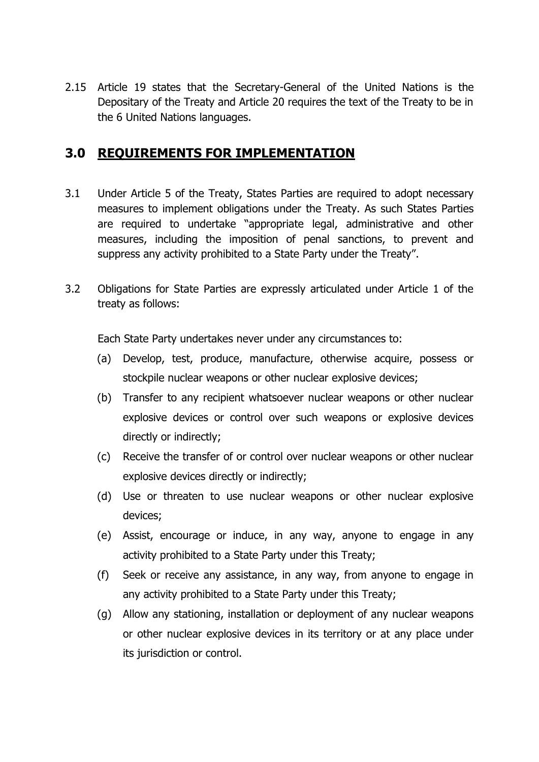2.15 Article 19 states that the Secretary-General of the United Nations is the Depositary of the Treaty and Article 20 requires the text of the Treaty to be in the 6 United Nations languages.

## 3.0 REQUIREMENTS FOR IMPLEMENTATION

3.1 Under Article 5 of the Treaty, States Parties are required to adopt necessary measures to implement obligations under the Treaty. As such States Parties are required to undertake "appropriate legal, administrative and other measures, including the imposition of penal sanctions, to prevent and suppress any activity prohibited to a State Party under the Treaty".

3.2 Obligations for State Parties are expressly articulated under Article 1 of the treaty as follows:

Each State Party undertakes never under any circumstances to:

(a) Develop, test, produce, manufacture, otherwise acquire, possess or stockpile nuclear weapons or other nuclear explosive devices;

(b) Transfer to any recipient whatsoever nuclear weapons or other nuclear explosive devices or control over such weapons or explosive devices directly or indirectly;

(c) Receive the transfer of or control over nuclear weapons or other nuclear explosive devices directly or indirectly;

(d) Use or threaten to use nuclear weapons or other nuclear explosive devices;

(e) Assist, encourage or induce, in any way, anyone to engage in any activity prohibited to a State Party under this Treaty;

(f) Seek or receive any assistance, in any way, from anyone to engage in any activity prohibited to a State Party under this Treaty;

(g) Allow any stationing, installation or deployment of any nuclear weapons or other nuclear explosive devices in its territory or at any place under its jurisdiction or control.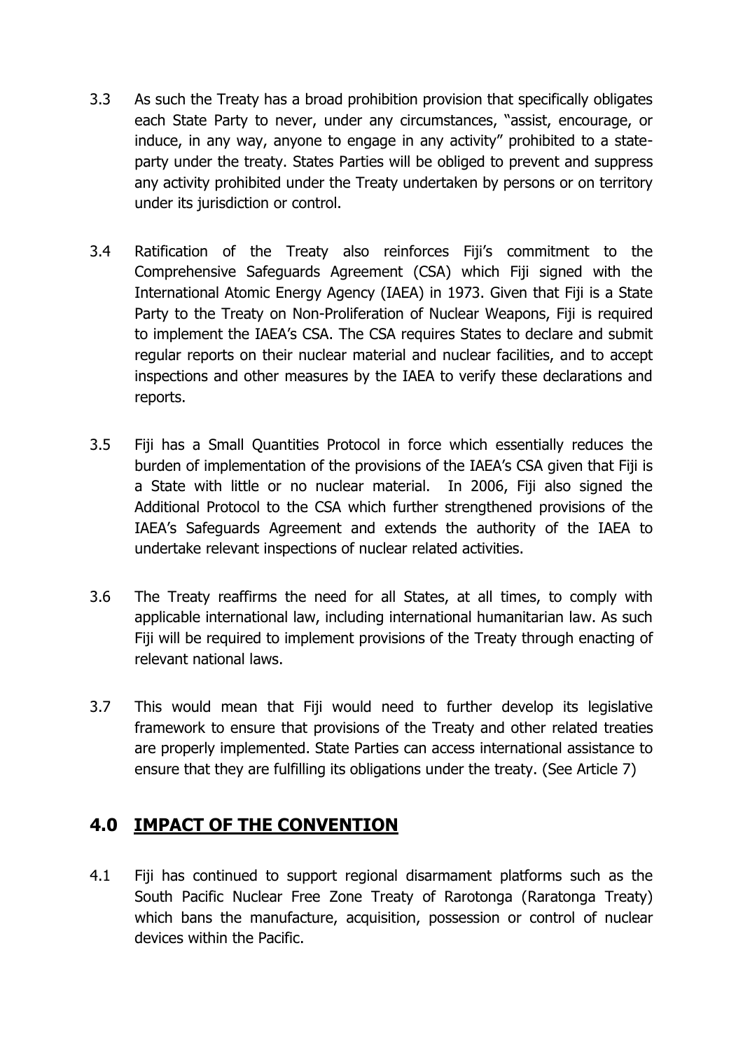3.3 As such the Treaty has a broad prohibition provision that specifically obligates each State Party to never, under any circumstances, "assist, encourage, or induce, in any way, anyone to engage in any activity" prohibited to a state-party under the treaty. States Parties will be obliged to prevent and suppress any activity prohibited under the Treaty undertaken by persons or on territory under its jurisdiction or control.

3.4 Ratification of the Treaty also reinforces Fiji's commitment to the Comprehensive Safeguards Agreement (CSA) which Fiji signed with the International Atomic Energy Agency (IAEA) in 1973. Given that Fiji is a State Party to the Treaty on Non-Proliferation of Nuclear Weapons, Fiji is required to implement the IAEA's CSA. The CSA requires States to declare and submit regular reports on their nuclear material and nuclear facilities, and to accept inspections and other measures by the IAEA to verify these declarations and reports.

3.5 Fiji has a Small Quantities Protocol in force which essentially reduces the burden of implementation of the provisions of the IAEA's CSA given that Fiji is a State with little or no nuclear material. In 2006, Fiji also signed the Additional Protocol to the CSA which further strengthened provisions of the IAEA's Safeguards Agreement and extends the authority of the IAEA to undertake relevant inspections of nuclear related activities.

3.6 The Treaty reaffirms the need for all States, at all times, to comply with applicable international law, including international humanitarian law. As such Fiji will be required to implement provisions of the Treaty through enacting of relevant national laws.

3.7 This would mean that Fiji would need to further develop its legislative framework to ensure that provisions of the Treaty and other related treaties are properly implemented. State Parties can access international assistance to ensure that they are fulfilling its obligations under the treaty. (See Article 7)

## 4.0 IMPACT OF THE CONVENTION

4.1 Fiji has continued to support regional disarmament platforms such as the South Pacific Nuclear Free Zone Treaty of Rarotonga (Raratonga Treaty) which bans the manufacture, acquisition, possession or control of nuclear devices within the Pacific.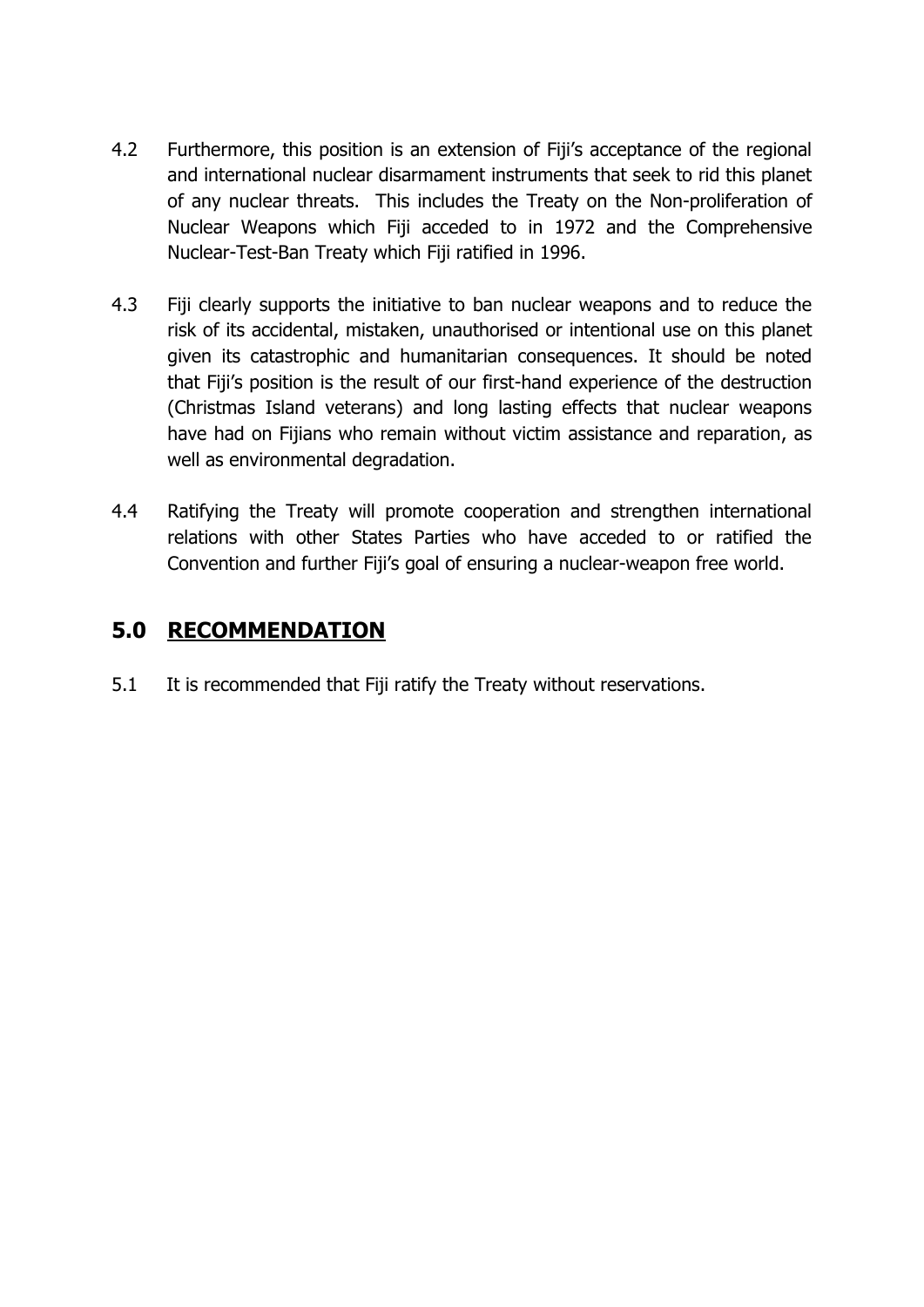4.2 Furthermore, this position is an extension of Fiji's acceptance of the regional and international nuclear disarmament instruments that seek to rid this planet of any nuclear threats. This includes the Treaty on the Non-proliferation of Nuclear Weapons which Fiji acceded to in 1972 and the Comprehensive Nuclear-Test-Ban Treaty which Fiji ratified in 1996.

4.3 Fiji clearly supports the initiative to ban nuclear weapons and to reduce the risk of its accidental, mistaken, unauthorised or intentional use on this planet given its catastrophic and humanitarian consequences. It should be noted that Fiji's position is the result of our first-hand experience of the destruction (Christmas Island veterans) and long lasting effects that nuclear weapons have had on Fijians who remain without victim assistance and reparation, as well as environmental degradation.

4.4 Ratifying the Treaty will promote cooperation and strengthen international relations with other States Parties who have acceded to or ratified the Convention and further Fiji's goal of ensuring a nuclear-weapon free world.

## 5.0 RECOMMENDATION

5.1 It is recommended that Fiji ratify the Treaty without reservations.